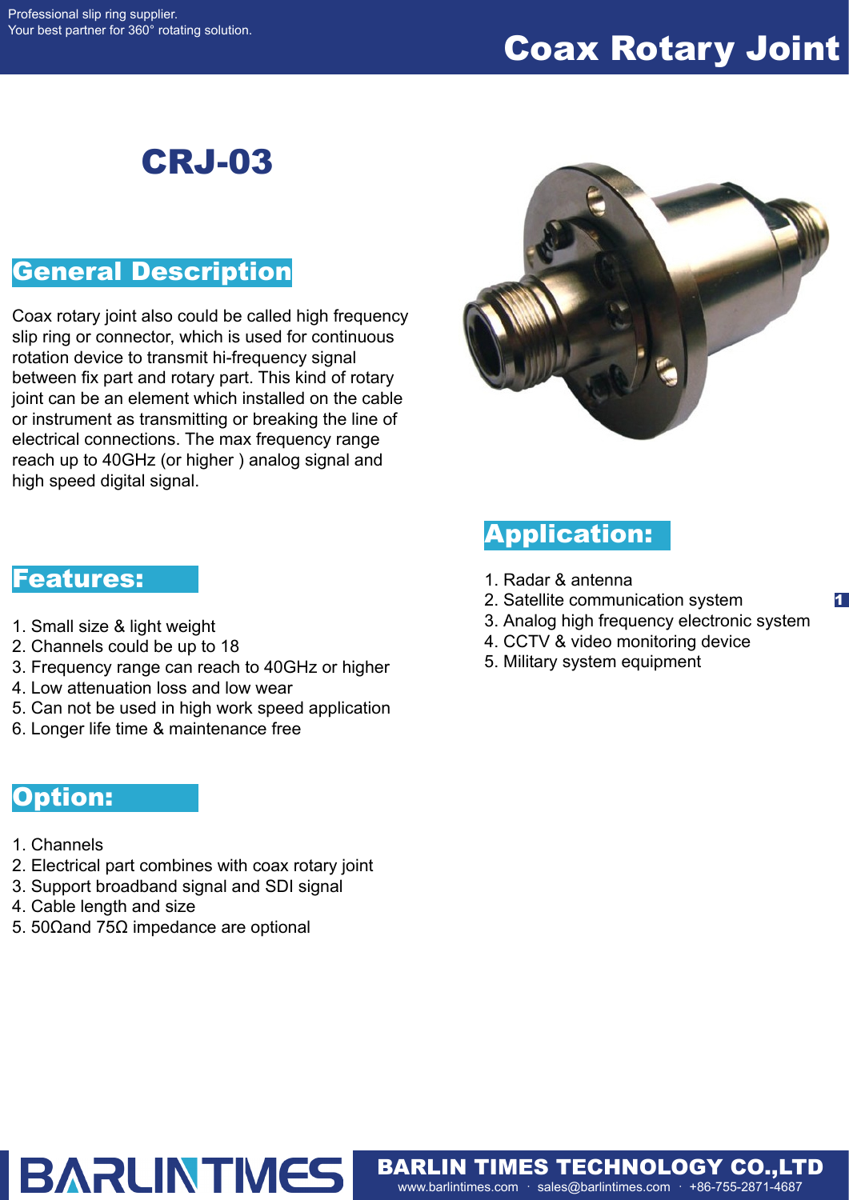# Coax Rotary Joint

## CRJ-03

## General Description

Coax rotary joint also could be called high frequency slip ring or connector, which is used for continuous rotation device to transmit hi-frequency signal between fix part and rotary part. This kind of rotary joint can be an element which installed on the cable or instrument as transmitting or breaking the line of electrical connections. The max frequency range reach up to 40GHz (or higher ) analog signal and high speed digital signal.

## Features:

1. Small size & light weight
2. Channels could be up to 18
3. Frequency range can reach to 40GHz or higher
4. Low attenuation loss and low wear
5. Can not be used in high work speed application
6. Longer life time & maintenance free

## Option:

1. Channels
2. Electrical part combines with coax rotary joint
3. Support broadband signal and SDI signal
4. Cable length and size
5. 50Ωand 75Ω impedance are optional

## Application:

1. Radar & antenna
2. Satellite communication system
3. Analog high frequency electronic system
4. CCTV & video monitoring device
5. Military system equipment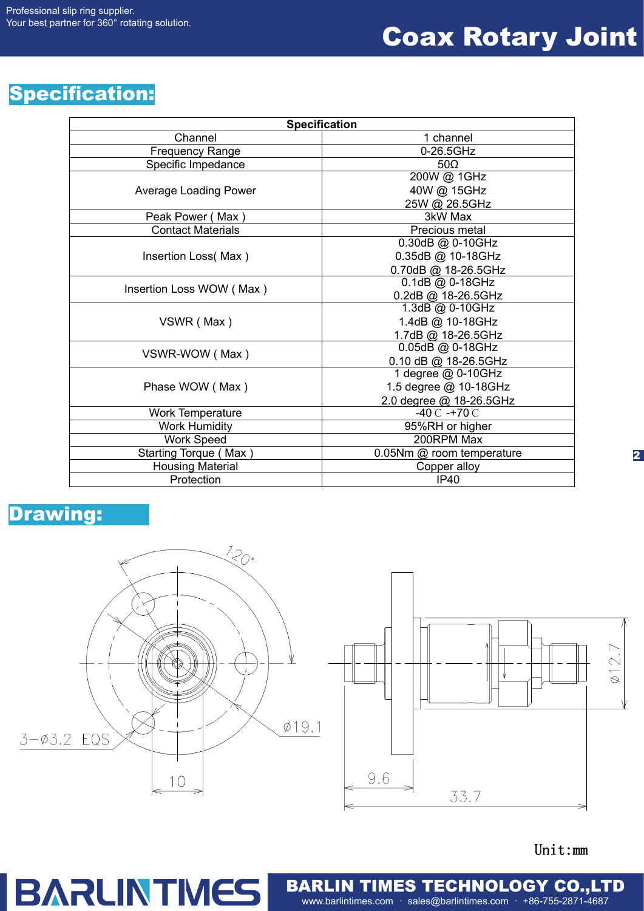# Coax Rotary Joint

## Specification:

| Specification | |
|---|---|
| Channel | 1 channel |
| Frequency Range | 0-26.5GHz |
| Specific Impedance | 50Ω |
| Average Loading Power | 200W @ 1GHz<br>40W @ 15GHz<br>25W @ 26.5GHz |
| Peak Power ( Max ) | 3kW Max |
| Contact Materials | Precious metal |
| Insertion Loss( Max ) | 0.30dB @ 0-10GHz<br>0.35dB @ 10-18GHz<br>0.70dB @ 18-26.5GHz |
| Insertion Loss WOW ( Max ) | 0.1dB @ 0-18GHz<br>0.2dB @ 18-26.5GHz |
| VSWR ( Max ) | 1.3dB @ 0-10GHz<br>1.4dB @ 10-18GHz<br>1.7dB @ 18-26.5GHz |
| VSWR-WOW ( Max ) | 0.05dB @ 0-18GHz<br>0.10 dB @ 18-26.5GHz |
| Phase WOW ( Max ) | 1 degree @ 0-10GHz<br>1.5 degree @ 10-18GHz<br>2.0 degree @ 18-26.5GHz |
| Work Temperature | -40℃ -+70℃ |
| Work Humidity | 95%RH or higher |
| Work Speed | 200RPM Max |
| Starting Torque ( Max ) | 0.05Nm @ room temperature |
| Housing Material | Copper alloy |
| Protection | IP40 |

## Drawing:

120°

3-ø3.2 EQS

ø19.1

10

9.6

33.7

ø12.7

Unit:mm

BARLIN TIMES TECHNOLOGY CO.,LTD
www.barlintimes.com · sales@barlintimes.com · +86-755-2871-4687